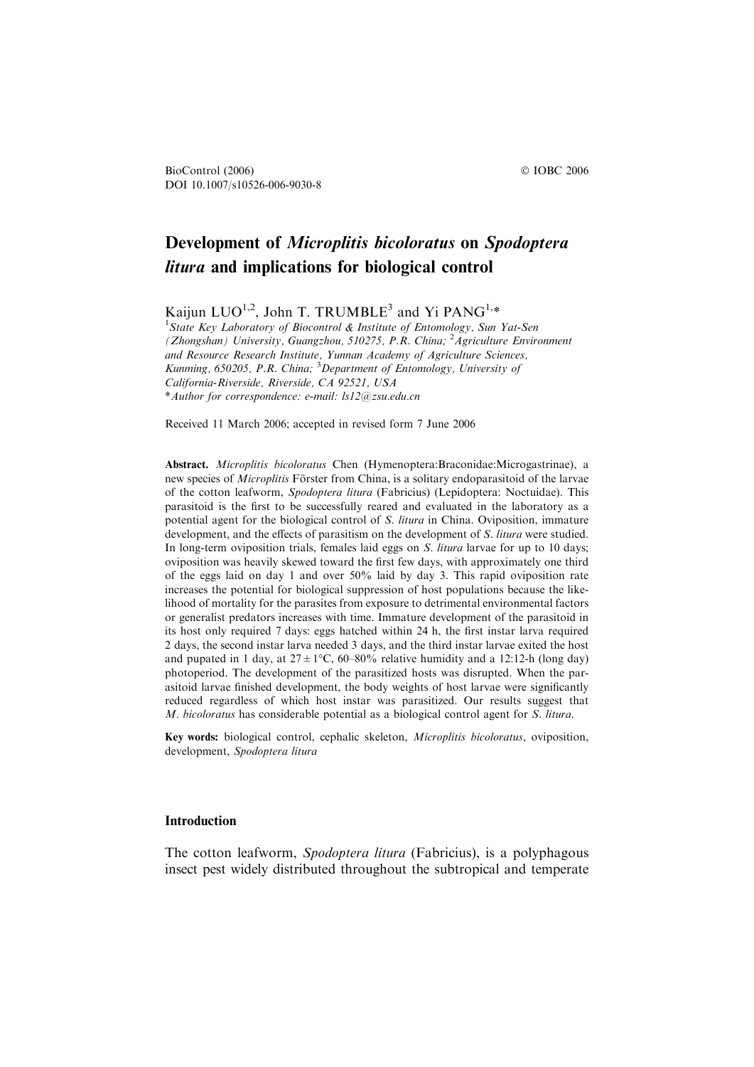BioControl (2006)
DOI 10.1007/s10526-006-9030-8

© IOBC 2006

# Development of *Microplitis bicoloratus* on *Spodoptera litura* and implications for biological control

Kaijun LUO[1,2], John T. TRUMBLE[3] and Yi PANG[1,*]

[1]*State Key Laboratory of Biocontrol & Institute of Entomology, Sun Yat-Sen (Zhongshan) University, Guangzhou, 510275, P.R. China;* [2]*Agriculture Environment and Resource Research Institute, Yunnan Academy of Agriculture Sciences, Kunming, 650205, P.R. China;* [3]*Department of Entomology, University of California-Riverside, Riverside, CA 92521, USA*
*\*Author for correspondence: e-mail: ls12@zsu.edu.cn*

Received 11 March 2006; accepted in revised form 7 June 2006

**Abstract.** *Microplitis bicoloratus* Chen (Hymenoptera:Braconidae:Microgastrinae), a new species of *Microplitis* Förster from China, is a solitary endoparasitoid of the larvae of the cotton leafworm, *Spodoptera litura* (Fabricius) (Lepidoptera: Noctuidae). This parasitoid is the first to be successfully reared and evaluated in the laboratory as a potential agent for the biological control of *S. litura* in China. Oviposition, immature development, and the effects of parasitism on the development of *S. litura* were studied. In long-term oviposition trials, females laid eggs on *S. litura* larvae for up to 10 days; oviposition was heavily skewed toward the first few days, with approximately one third of the eggs laid on day 1 and over 50% laid by day 3. This rapid oviposition rate increases the potential for biological suppression of host populations because the likelihood of mortality for the parasites from exposure to detrimental environmental factors or generalist predators increases with time. Immature development of the parasitoid in its host only required 7 days: eggs hatched within 24 h, the first instar larva required 2 days, the second instar larva needed 3 days, and the third instar larvae exited the host and pupated in 1 day, at $27 \pm 1$°C, 60–80% relative humidity and a 12:12-h (long day) photoperiod. The development of the parasitized hosts was disrupted. When the parasitoid larvae finished development, the body weights of host larvae were significantly reduced regardless of which host instar was parasitized. Our results suggest that *M. bicoloratus* has considerable potential as a biological control agent for *S. litura*.

**Key words:** biological control, cephalic skeleton, *Microplitis bicoloratus*, oviposition, development, *Spodoptera litura*

## Introduction

The cotton leafworm, *Spodoptera litura* (Fabricius), is a polyphagous insect pest widely distributed throughout the subtropical and temperate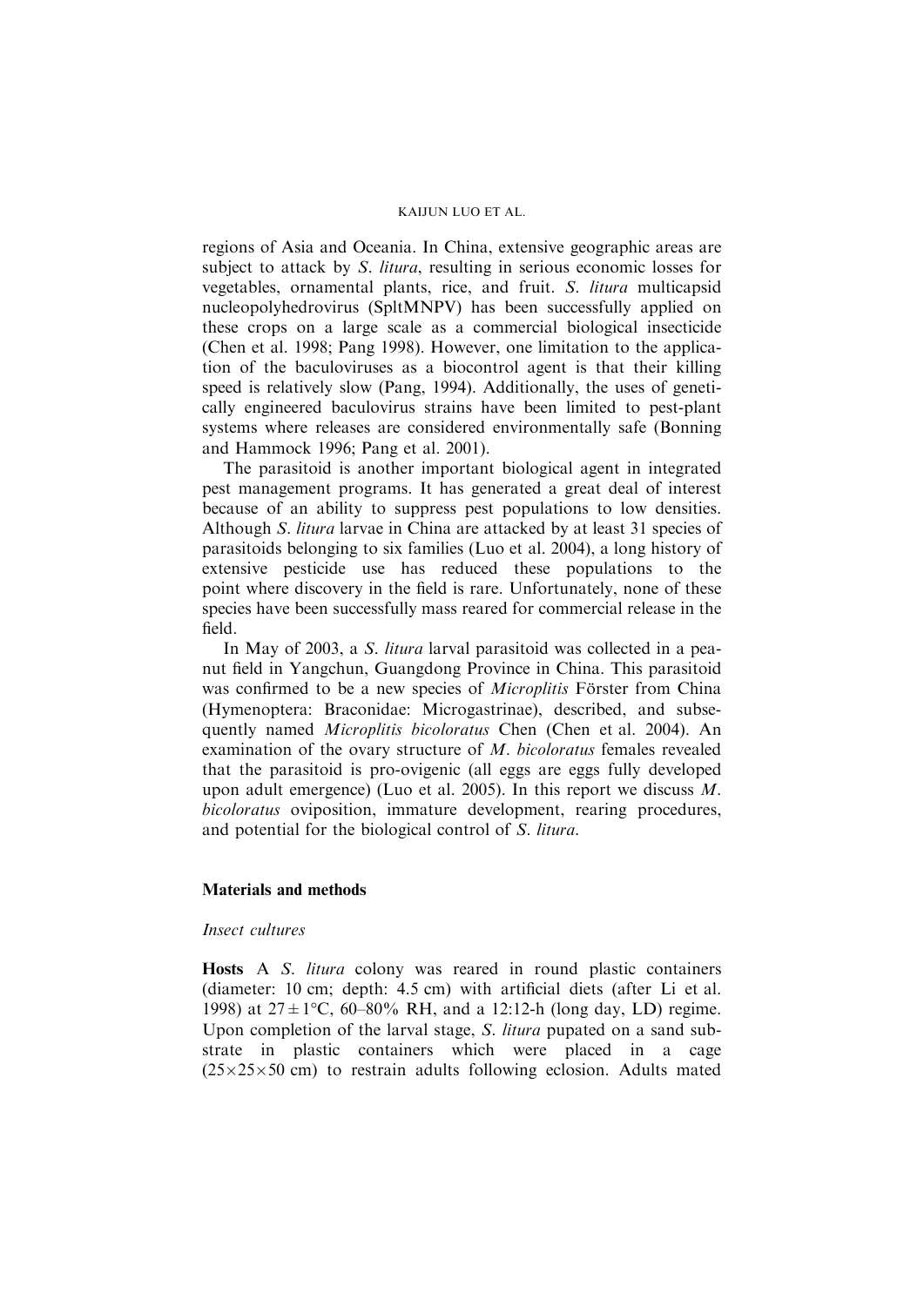regions of Asia and Oceania. In China, extensive geographic areas are subject to attack by *S. litura*, resulting in serious economic losses for vegetables, ornamental plants, rice, and fruit. *S. litura* multicapsid nucleopolyhedrovirus (SpltMNPV) has been successfully applied on these crops on a large scale as a commercial biological insecticide (Chen et al. 1998; Pang 1998). However, one limitation to the application of the baculoviruses as a biocontrol agent is that their killing speed is relatively slow (Pang, 1994). Additionally, the uses of genetically engineered baculovirus strains have been limited to pest-plant systems where releases are considered environmentally safe (Bonning and Hammock 1996; Pang et al. 2001).

The parasitoid is another important biological agent in integrated pest management programs. It has generated a great deal of interest because of an ability to suppress pest populations to low densities. Although *S. litura* larvae in China are attacked by at least 31 species of parasitoids belonging to six families (Luo et al. 2004), a long history of extensive pesticide use has reduced these populations to the point where discovery in the field is rare. Unfortunately, none of these species have been successfully mass reared for commercial release in the field.

In May of 2003, a *S. litura* larval parasitoid was collected in a peanut field in Yangchun, Guangdong Province in China. This parasitoid was confirmed to be a new species of *Microplitis* Förster from China (Hymenoptera: Braconidae: Microgastrinae), described, and subsequently named *Microplitis bicoloratus* Chen (Chen et al. 2004). An examination of the ovary structure of *M. bicoloratus* females revealed that the parasitoid is pro-ovigenic (all eggs are eggs fully developed upon adult emergence) (Luo et al. 2005). In this report we discuss *M. bicoloratus* oviposition, immature development, rearing procedures, and potential for the biological control of *S. litura*.

## Materials and methods

### *Insect cultures*

**Hosts** A *S. litura* colony was reared in round plastic containers (diameter: 10 cm; depth: 4.5 cm) with artificial diets (after Li et al. 1998) at $27 \pm 1$°C, 60–80% RH, and a 12:12-h (long day, LD) regime. Upon completion of the larval stage, *S. litura* pupated on a sand substrate in plastic containers which were placed in a cage ($25 \times 25 \times 50$ cm) to restrain adults following eclosion. Adults mated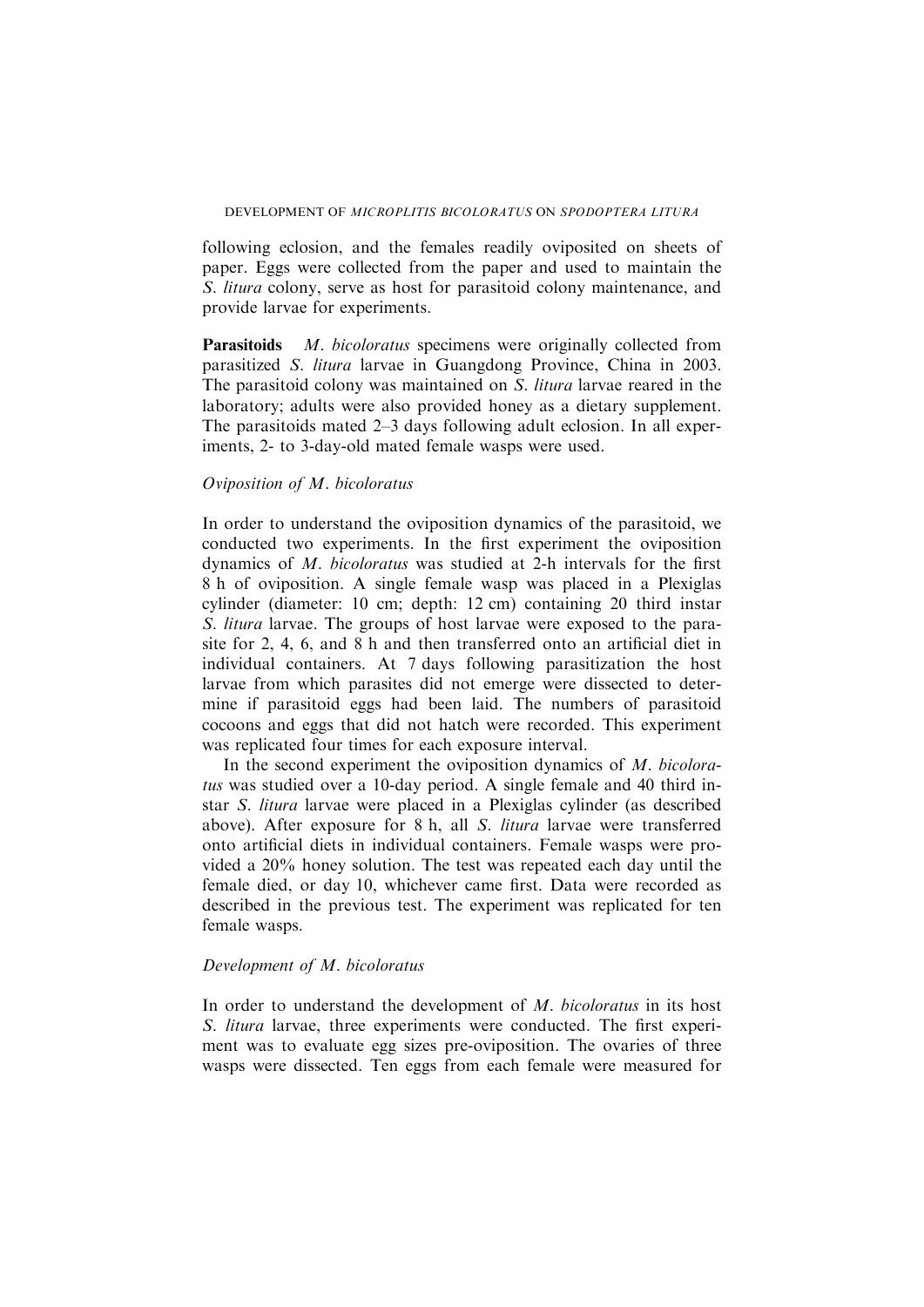following eclosion, and the females readily oviposited on sheets of paper. Eggs were collected from the paper and used to maintain the *S. litura* colony, serve as host for parasitoid colony maintenance, and provide larvae for experiments.

**Parasitoids** *M. bicoloratus* specimens were originally collected from parasitized *S. litura* larvae in Guangdong Province, China in 2003. The parasitoid colony was maintained on *S. litura* larvae reared in the laboratory; adults were also provided honey as a dietary supplement. The parasitoids mated 2–3 days following adult eclosion. In all experiments, 2- to 3-day-old mated female wasps were used.

### *Oviposition of M. bicoloratus*

In order to understand the oviposition dynamics of the parasitoid, we conducted two experiments. In the first experiment the oviposition dynamics of *M. bicoloratus* was studied at 2-h intervals for the first 8 h of oviposition. A single female wasp was placed in a Plexiglas cylinder (diameter: 10 cm; depth: 12 cm) containing 20 third instar *S. litura* larvae. The groups of host larvae were exposed to the parasite for 2, 4, 6, and 8 h and then transferred onto an artificial diet in individual containers. At 7 days following parasitization the host larvae from which parasites did not emerge were dissected to determine if parasitoid eggs had been laid. The numbers of parasitoid cocoons and eggs that did not hatch were recorded. This experiment was replicated four times for each exposure interval.

In the second experiment the oviposition dynamics of *M. bicoloratus* was studied over a 10-day period. A single female and 40 third instar *S. litura* larvae were placed in a Plexiglas cylinder (as described above). After exposure for 8 h, all *S. litura* larvae were transferred onto artificial diets in individual containers. Female wasps were provided a 20% honey solution. The test was repeated each day until the female died, or day 10, whichever came first. Data were recorded as described in the previous test. The experiment was replicated for ten female wasps.

### *Development of M. bicoloratus*

In order to understand the development of *M. bicoloratus* in its host *S. litura* larvae, three experiments were conducted. The first experiment was to evaluate egg sizes pre-oviposition. The ovaries of three wasps were dissected. Ten eggs from each female were measured for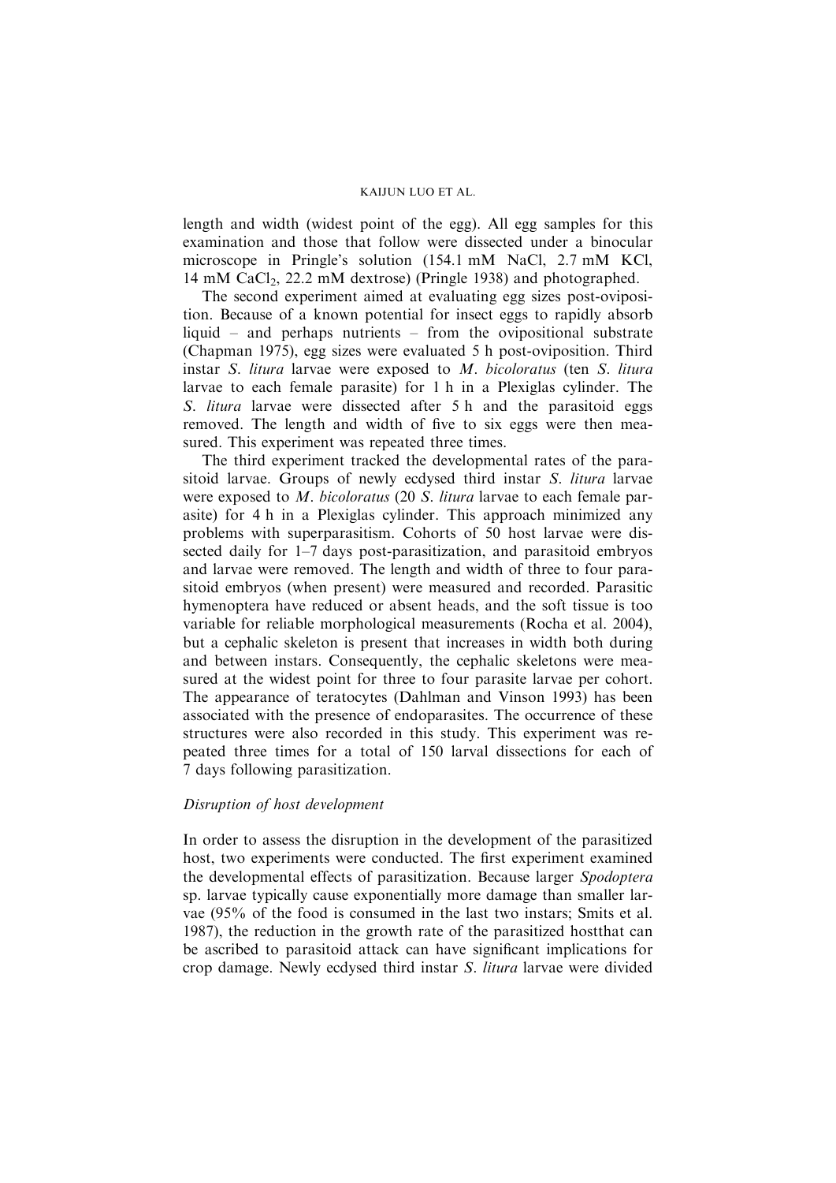length and width (widest point of the egg). All egg samples for this examination and those that follow were dissected under a binocular microscope in Pringle's solution (154.1 mM NaCl, 2.7 mM KCl, 14 mM $CaCl_2$, 22.2 mM dextrose) (Pringle 1938) and photographed.

The second experiment aimed at evaluating egg sizes post-oviposition. Because of a known potential for insect eggs to rapidly absorb liquid – and perhaps nutrients – from the ovipositional substrate (Chapman 1975), egg sizes were evaluated 5 h post-oviposition. Third instar *S. litura* larvae were exposed to *M. bicoloratus* (ten *S. litura* larvae to each female parasite) for 1 h in a Plexiglas cylinder. The *S. litura* larvae were dissected after 5 h and the parasitoid eggs removed. The length and width of five to six eggs were then measured. This experiment was repeated three times.

The third experiment tracked the developmental rates of the parasitoid larvae. Groups of newly ecdysed third instar *S. litura* larvae were exposed to *M. bicoloratus* (20 *S. litura* larvae to each female parasite) for 4 h in a Plexiglas cylinder. This approach minimized any problems with superparasitism. Cohorts of 50 host larvae were dissected daily for 1–7 days post-parasitization, and parasitoid embryos and larvae were removed. The length and width of three to four parasitoid embryos (when present) were measured and recorded. Parasitic hymenoptera have reduced or absent heads, and the soft tissue is too variable for reliable morphological measurements (Rocha et al. 2004), but a cephalic skeleton is present that increases in width both during and between instars. Consequently, the cephalic skeletons were measured at the widest point for three to four parasite larvae per cohort. The appearance of teratocytes (Dahlman and Vinson 1993) has been associated with the presence of endoparasites. The occurrence of these structures were also recorded in this study. This experiment was repeated three times for a total of 150 larval dissections for each of 7 days following parasitization.

*Disruption of host development*

In order to assess the disruption in the development of the parasitized host, two experiments were conducted. The first experiment examined the developmental effects of parasitization. Because larger *Spodoptera* sp. larvae typically cause exponentially more damage than smaller larvae (95% of the food is consumed in the last two instars; Smits et al. 1987), the reduction in the growth rate of the parasitized hostthat can be ascribed to parasitoid attack can have significant implications for crop damage. Newly ecdysed third instar *S. litura* larvae were divided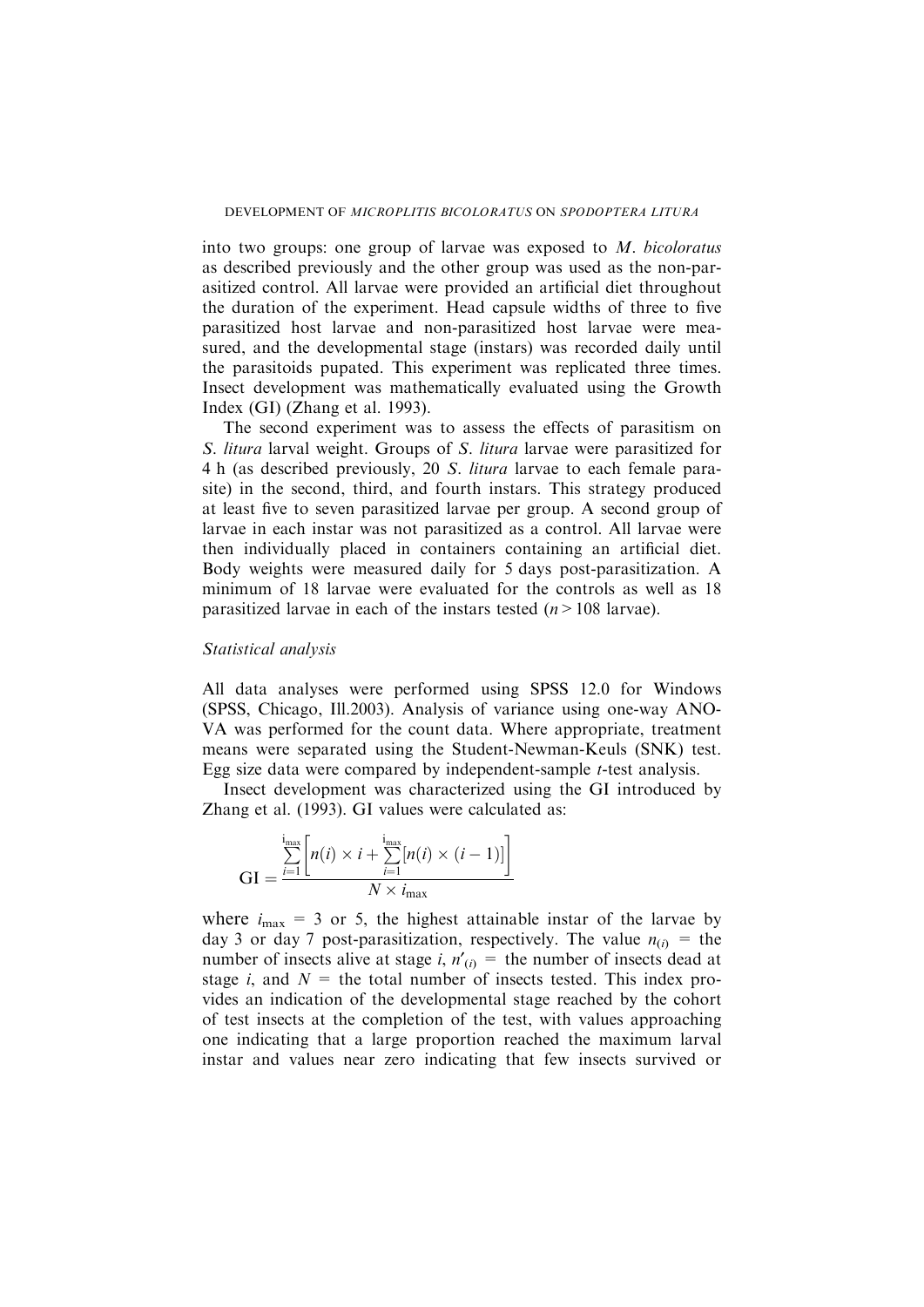into two groups: one group of larvae was exposed to *M. bicoloratus* as described previously and the other group was used as the non-parasitized control. All larvae were provided an artificial diet throughout the duration of the experiment. Head capsule widths of three to five parasitized host larvae and non-parasitized host larvae were measured, and the developmental stage (instars) was recorded daily until the parasitoids pupated. This experiment was replicated three times. Insect development was mathematically evaluated using the Growth Index (GI) (Zhang et al. 1993).

The second experiment was to assess the effects of parasitism on *S. litura* larval weight. Groups of *S. litura* larvae were parasitized for 4 h (as described previously, 20 *S. litura* larvae to each female parasite) in the second, third, and fourth instars. This strategy produced at least five to seven parasitized larvae per group. A second group of larvae in each instar was not parasitized as a control. All larvae were then individually placed in containers containing an artificial diet. Body weights were measured daily for 5 days post-parasitization. A minimum of 18 larvae were evaluated for the controls as well as 18 parasitized larvae in each of the instars tested ($n > 108$ larvae).

### *Statistical analysis*

All data analyses were performed using SPSS 12.0 for Windows (SPSS, Chicago, Ill.2003). Analysis of variance using one-way ANOVA was performed for the count data. Where appropriate, treatment means were separated using the Student-Newman-Keuls (SNK) test. Egg size data were compared by independent-sample *t*-test analysis.

Insect development was characterized using the GI introduced by Zhang et al. (1993). GI values were calculated as:

$$\mathrm{GI} = \frac{\sum_{i=1}^{i_{\max}} \left[ n(i) \times i + \sum_{i=1}^{i_{\max}} [n(i) \times (i-1)] \right]}{N \times i_{\max}}$$

where $i_{\max}$ = 3 or 5, the highest attainable instar of the larvae by day 3 or day 7 post-parasitization, respectively. The value $n_{(i)}$ = the number of insects alive at stage $i$, $n'_{(i)}$ = the number of insects dead at stage $i$, and $N$ = the total number of insects tested. This index provides an indication of the developmental stage reached by the cohort of test insects at the completion of the test, with values approaching one indicating that a large proportion reached the maximum larval instar and values near zero indicating that few insects survived or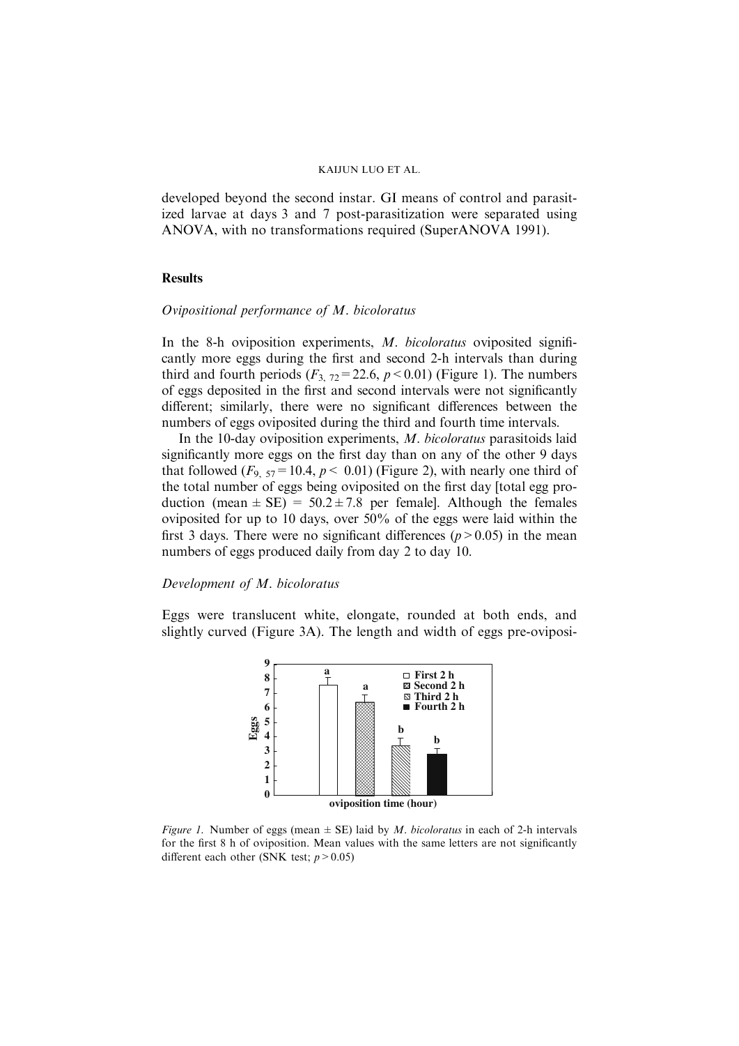developed beyond the second instar. GI means of control and parasitized larvae at days 3 and 7 post-parasitization were separated using ANOVA, with no transformations required (SuperANOVA 1991).

## Results

### *Ovipositional performance of M. bicoloratus*

In the 8-h oviposition experiments, *M. bicoloratus* oviposited significantly more eggs during the first and second 2-h intervals than during third and fourth periods ($F_{3,\,72} = 22.6$, $p < 0.01$) (Figure 1). The numbers of eggs deposited in the first and second intervals were not significantly different; similarly, there were no significant differences between the numbers of eggs oviposited during the third and fourth time intervals.

In the 10-day oviposition experiments, *M. bicoloratus* parasitoids laid significantly more eggs on the first day than on any of the other 9 days that followed ($F_{9,\,57} = 10.4$, $p < 0.01$) (Figure 2), with nearly one third of the total number of eggs being oviposited on the first day [total egg production (mean ± SE) = 50.2 ± 7.8 per female]. Although the females oviposited for up to 10 days, over 50% of the eggs were laid within the first 3 days. There were no significant differences ($p > 0.05$) in the mean numbers of eggs produced daily from day 2 to day 10.

### *Development of M. bicoloratus*

Eggs were translucent white, elongate, rounded at both ends, and slightly curved (Figure 3A). The length and width of eggs pre-oviposi-

Eggs
0
1
2
3
4
5
6
7
8
9
a
a
b
b
First 2 h
Second 2 h
Third 2 h
Fourth 2 h
oviposition time (hour)

*Figure 1.* Number of eggs (mean ± SE) laid by *M. bicoloratus* in each of 2-h intervals for the first 8 h of oviposition. Mean values with the same letters are not significantly different each other (SNK test; $p > 0.05$)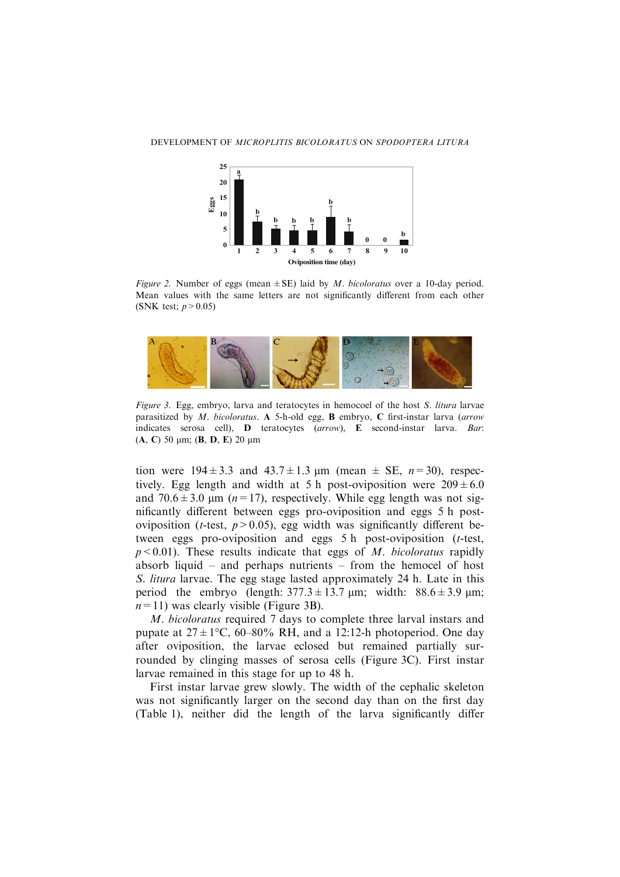25
20
15
10
5
0
Eggs
a
b
b
b
b
b
b
0
0
b
1 2 3 4 5 6 7 8 9 10
Oviposition time (day)

*Figure 2.* Number of eggs (mean ± SE) laid by *M. bicoloratus* over a 10-day period. Mean values with the same letters are not significantly different from each other (SNK test; $p > 0.05$)

A B C D E

*Figure 3.* Egg, embryo, larva and teratocytes in hemocoel of the host *S. litura* larvae parasitized by *M. bicoloratus*. **A** 5-h-old egg, **B** embryo, **C** first-instar larva (*arrow* indicates serosa cell), **D** teratocytes (*arrow*), **E** second-instar larva. *Bar*: (**A**, **C**) 50 μm; (**B**, **D**, **E**) 20 μm

tion were 194 ± 3.3 and 43.7 ± 1.3 μm (mean ± SE, $n = 30$), respectively. Egg length and width at 5 h post-oviposition were 209 ± 6.0 and 70.6 ± 3.0 μm ($n = 17$), respectively. While egg length was not significantly different between eggs pro-oviposition and eggs 5 h post-oviposition (*t*-test, $p > 0.05$), egg width was significantly different between eggs pro-oviposition and eggs 5 h post-oviposition (*t*-test, $p < 0.01$). These results indicate that eggs of *M. bicoloratus* rapidly absorb liquid – and perhaps nutrients – from the hemocel of host *S. litura* larvae. The egg stage lasted approximately 24 h. Late in this period the embryo (length: 377.3 ± 13.7 μm; width: 88.6 ± 3.9 μm; $n = 11$) was clearly visible (Figure 3B).

*M. bicoloratus* required 7 days to complete three larval instars and pupate at 27 ± 1°C, 60–80% RH, and a 12:12-h photoperiod. One day after oviposition, the larvae eclosed but remained partially surrounded by clinging masses of serosa cells (Figure 3C). First instar larvae remained in this stage for up to 48 h.

First instar larvae grew slowly. The width of the cephalic skeleton was not significantly larger on the second day than on the first day (Table 1), neither did the length of the larva significantly differ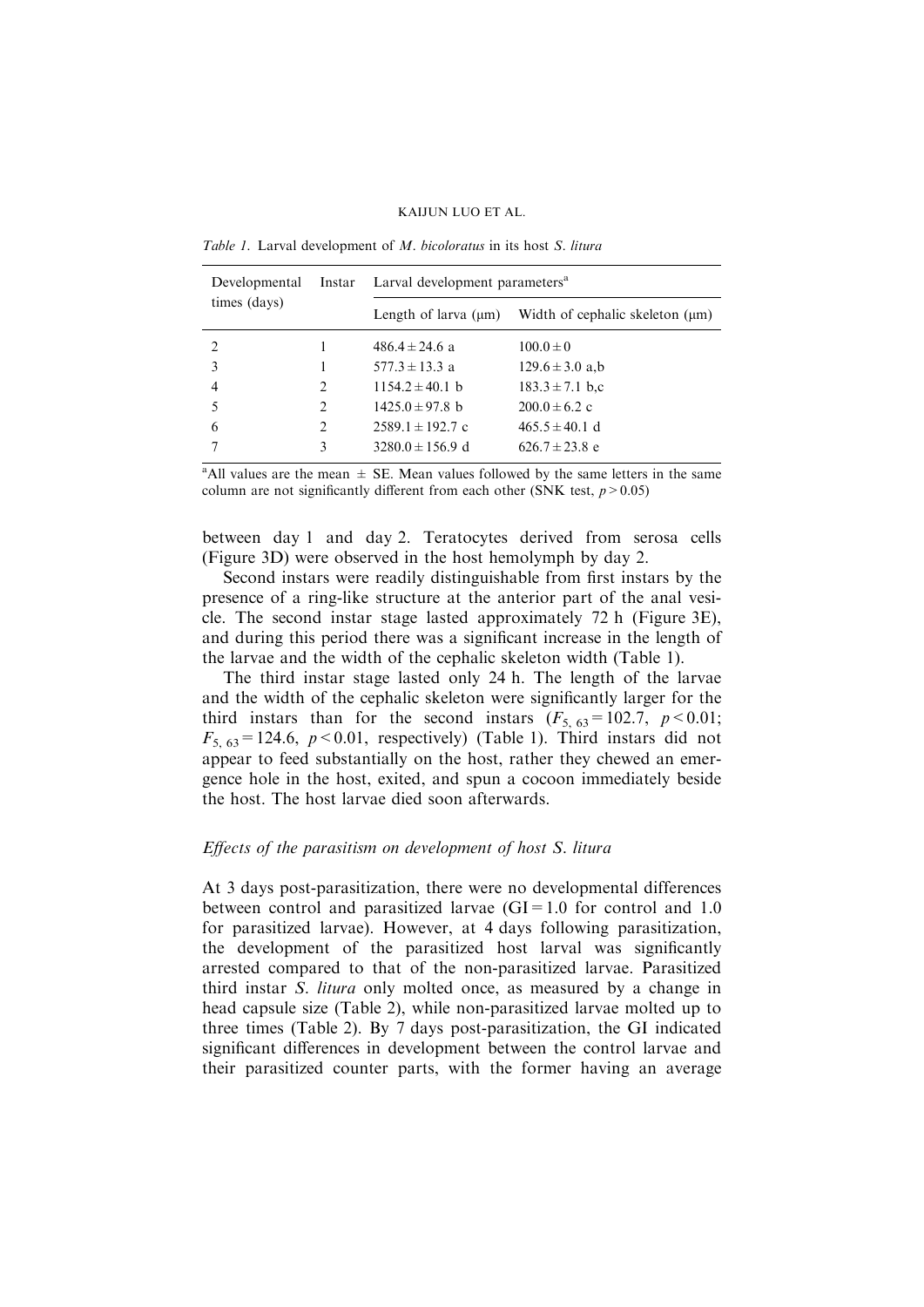*Table 1*. Larval development of *M. bicoloratus* in its host *S. litura*

| Developmental times (days) | Instar | Larval development parameters[a] | |
|---|---|---|---|
| | | Length of larva (μm) | Width of cephalic skeleton (μm) |
| 2 | 1 | 486.4 ± 24.6 a | 100.0 ± 0 |
| 3 | 1 | 577.3 ± 13.3 a | 129.6 ± 3.0 a,b |
| 4 | 2 | 1154.2 ± 40.1 b | 183.3 ± 7.1 b,c |
| 5 | 2 | 1425.0 ± 97.8 b | 200.0 ± 6.2 c |
| 6 | 2 | 2589.1 ± 192.7 c | 465.5 ± 40.1 d |
| 7 | 3 | 3280.0 ± 156.9 d | 626.7 ± 23.8 e |

[a]All values are the mean ± SE. Mean values followed by the same letters in the same column are not significantly different from each other (SNK test, $p > 0.05$)

between day 1 and day 2. Teratocytes derived from serosa cells (Figure 3D) were observed in the host hemolymph by day 2.

Second instars were readily distinguishable from first instars by the presence of a ring-like structure at the anterior part of the anal vesicle. The second instar stage lasted approximately 72 h (Figure 3E), and during this period there was a significant increase in the length of the larvae and the width of the cephalic skeleton width (Table 1).

The third instar stage lasted only 24 h. The length of the larvae and the width of the cephalic skeleton were significantly larger for the third instars than for the second instars ($F_{5,\,63} = 102.7$, $p < 0.01$; $F_{5,\,63} = 124.6$, $p < 0.01$, respectively) (Table 1). Third instars did not appear to feed substantially on the host, rather they chewed an emergence hole in the host, exited, and spun a cocoon immediately beside the host. The host larvae died soon afterwards.

### *Effects of the parasitism on development of host S. litura*

At 3 days post-parasitization, there were no developmental differences between control and parasitized larvae (GI = 1.0 for control and 1.0 for parasitized larvae). However, at 4 days following parasitization, the development of the parasitized host larval was significantly arrested compared to that of the non-parasitized larvae. Parasitized third instar *S. litura* only molted once, as measured by a change in head capsule size (Table 2), while non-parasitized larvae molted up to three times (Table 2). By 7 days post-parasitization, the GI indicated significant differences in development between the control larvae and their parasitized counter parts, with the former having an average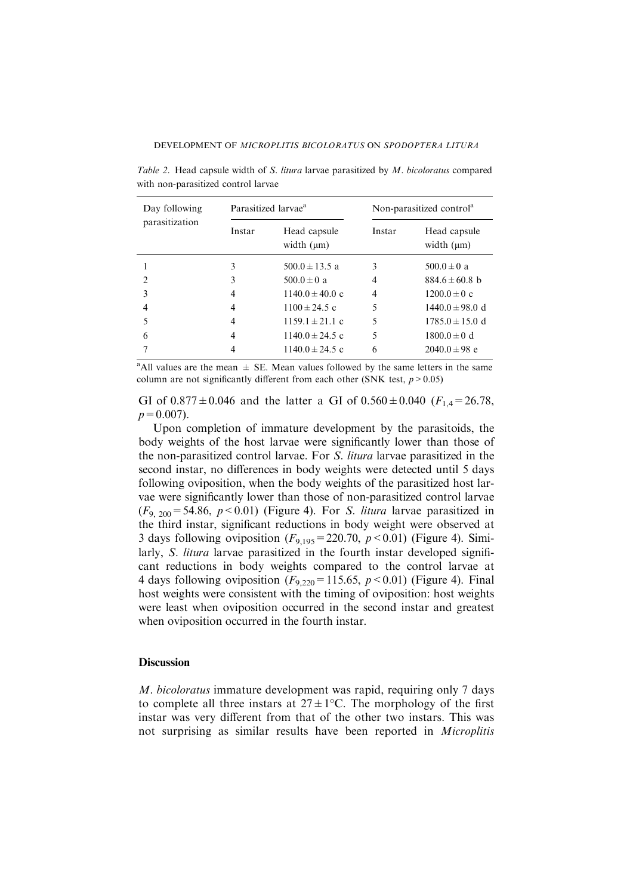*Table 2*. Head capsule width of *S. litura* larvae parasitized by *M. bicoloratus* compared with non-parasitized control larvae

| Day following parasitization | Parasitized larvae[a] | | Non-parasitized control[a] | |
|---|---|---|---|---|
| | Instar | Head capsule width (μm) | Instar | Head capsule width (μm) |
| 1 | 3 | 500.0 ± 13.5 a | 3 | 500.0 ± 0 a |
| 2 | 3 | 500.0 ± 0 a | 4 | 884.6 ± 60.8 b |
| 3 | 4 | 1140.0 ± 40.0 c | 4 | 1200.0 ± 0 c |
| 4 | 4 | 1100 ± 24.5 c | 5 | 1440.0 ± 98.0 d |
| 5 | 4 | 1159.1 ± 21.1 c | 5 | 1785.0 ± 15.0 d |
| 6 | 4 | 1140.0 ± 24.5 c | 5 | 1800.0 ± 0 d |
| 7 | 4 | 1140.0 ± 24.5 c | 6 | 2040.0 ± 98 e |

[a]All values are the mean ± SE. Mean values followed by the same letters in the same column are not significantly different from each other (SNK test, $p > 0.05$)

GI of $0.877 \pm 0.046$ and the latter a GI of $0.560 \pm 0.040$ ($F_{1,4} = 26.78$, $p = 0.007$).

Upon completion of immature development by the parasitoids, the body weights of the host larvae were significantly lower than those of the non-parasitized control larvae. For *S. litura* larvae parasitized in the second instar, no differences in body weights were detected until 5 days following oviposition, when the body weights of the parasitized host larvae were significantly lower than those of non-parasitized control larvae ($F_{9, 200} = 54.86$, $p < 0.01$) (Figure 4). For *S. litura* larvae parasitized in the third instar, significant reductions in body weight were observed at 3 days following oviposition ($F_{9,195} = 220.70$, $p < 0.01$) (Figure 4). Similarly, *S. litura* larvae parasitized in the fourth instar developed significant reductions in body weights compared to the control larvae at 4 days following oviposition ($F_{9,220} = 115.65$, $p < 0.01$) (Figure 4). Final host weights were consistent with the timing of oviposition: host weights were least when oviposition occurred in the second instar and greatest when oviposition occurred in the fourth instar.

## Discussion

*M. bicoloratus* immature development was rapid, requiring only 7 days to complete all three instars at $27 \pm 1$°C. The morphology of the first instar was very different from that of the other two instars. This was not surprising as similar results have been reported in *Microplitis*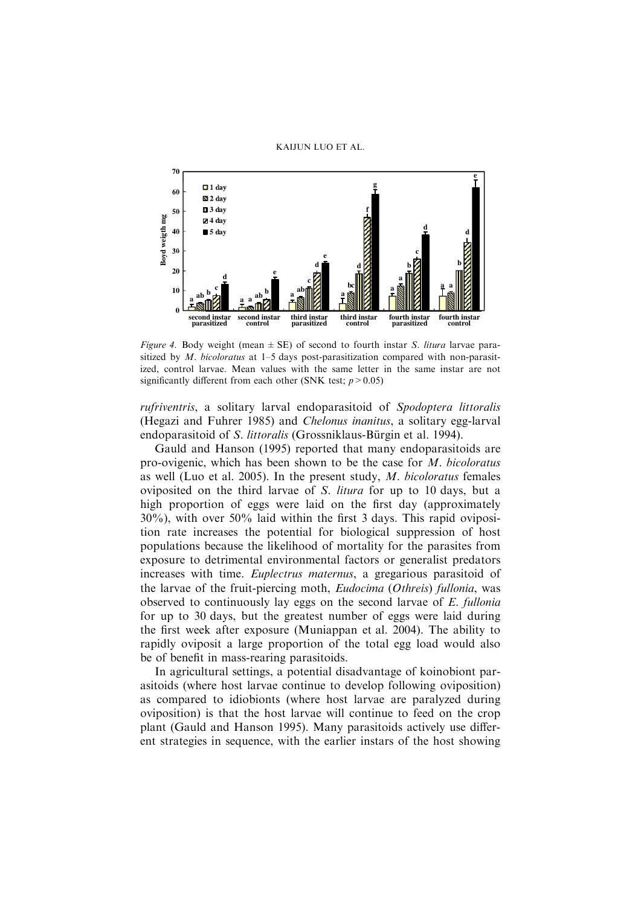70
60
50
40
30
20
10
0

Boyd weigth mg

1 day
2 day
3 day
4 day
5 day

a ab b c d
a a ab b e
a ab c d e
a bc d f g
a a b c d
a a b d e

second instar parasitized
second instar control
third instar parasitized
third instar control
fourth instar parasitized
fourth instar control

*Figure 4.* Body weight (mean ± SE) of second to fourth instar *S. litura* larvae parasitized by *M. bicoloratus* at 1–5 days post-parasitization compared with non-parasitized, control larvae. Mean values with the same letter in the same instar are not significantly different from each other (SNK test; $p > 0.05$)

*rufriventris*, a solitary larval endoparasitoid of *Spodoptera littoralis* (Hegazi and Fuhrer 1985) and *Chelonus inanitus*, a solitary egg-larval endoparasitoid of *S. littoralis* (Grossniklaus-Bürgin et al. 1994).

Gauld and Hanson (1995) reported that many endoparasitoids are pro-ovigenic, which has been shown to be the case for *M. bicoloratus* as well (Luo et al. 2005). In the present study, *M. bicoloratus* females oviposited on the third larvae of *S. litura* for up to 10 days, but a high proportion of eggs were laid on the first day (approximately 30%), with over 50% laid within the first 3 days. This rapid oviposition rate increases the potential for biological suppression of host populations because the likelihood of mortality for the parasites from exposure to detrimental environmental factors or generalist predators increases with time. *Euplectrus maternus*, a gregarious parasitoid of the larvae of the fruit-piercing moth, *Eudocima* (*Othreis*) *fullonia*, was observed to continuously lay eggs on the second larvae of *E. fullonia* for up to 30 days, but the greatest number of eggs were laid during the first week after exposure (Muniappan et al. 2004). The ability to rapidly oviposit a large proportion of the total egg load would also be of benefit in mass-rearing parasitoids.

In agricultural settings, a potential disadvantage of koinobiont parasitoids (where host larvae continue to develop following oviposition) as compared to idiobionts (where host larvae are paralyzed during oviposition) is that the host larvae will continue to feed on the crop plant (Gauld and Hanson 1995). Many parasitoids actively use different strategies in sequence, with the earlier instars of the host showing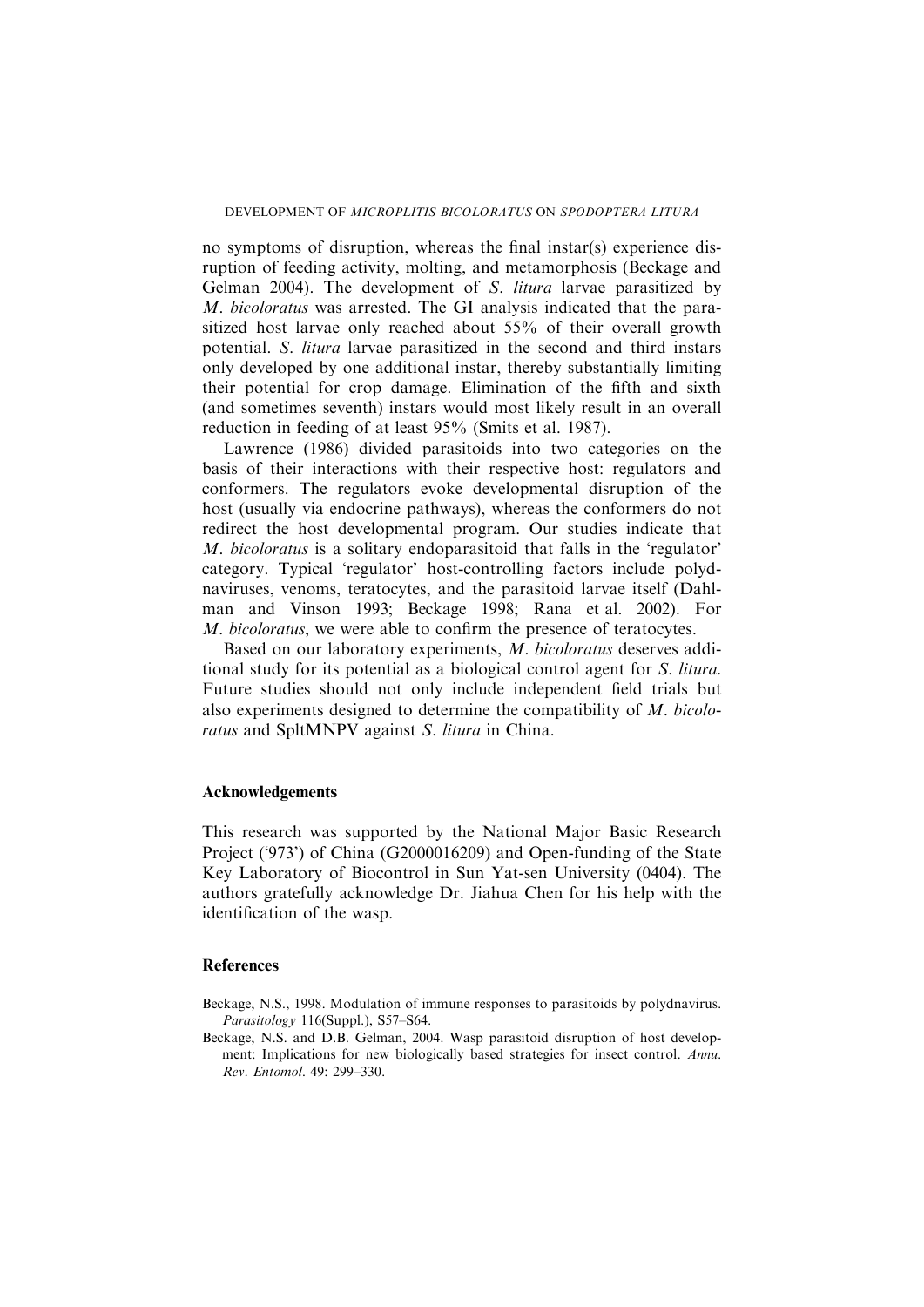no symptoms of disruption, whereas the final instar(s) experience disruption of feeding activity, molting, and metamorphosis (Beckage and Gelman 2004). The development of *S. litura* larvae parasitized by *M. bicoloratus* was arrested. The GI analysis indicated that the parasitized host larvae only reached about 55% of their overall growth potential. *S. litura* larvae parasitized in the second and third instars only developed by one additional instar, thereby substantially limiting their potential for crop damage. Elimination of the fifth and sixth (and sometimes seventh) instars would most likely result in an overall reduction in feeding of at least 95% (Smits et al. 1987).

Lawrence (1986) divided parasitoids into two categories on the basis of their interactions with their respective host: regulators and conformers. The regulators evoke developmental disruption of the host (usually via endocrine pathways), whereas the conformers do not redirect the host developmental program. Our studies indicate that *M. bicoloratus* is a solitary endoparasitoid that falls in the 'regulator' category. Typical 'regulator' host-controlling factors include polydnaviruses, venoms, teratocytes, and the parasitoid larvae itself (Dahlman and Vinson 1993; Beckage 1998; Rana et al. 2002). For *M. bicoloratus*, we were able to confirm the presence of teratocytes.

Based on our laboratory experiments, *M. bicoloratus* deserves additional study for its potential as a biological control agent for *S. litura*. Future studies should not only include independent field trials but also experiments designed to determine the compatibility of *M. bicoloratus* and SpltMNPV against *S. litura* in China.

## Acknowledgements

This research was supported by the National Major Basic Research Project ('973') of China (G2000016209) and Open-funding of the State Key Laboratory of Biocontrol in Sun Yat-sen University (0404). The authors gratefully acknowledge Dr. Jiahua Chen for his help with the identification of the wasp.

## References

Beckage, N.S., 1998. Modulation of immune responses to parasitoids by polydnavirus. *Parasitology* 116(Suppl.), S57–S64.

Beckage, N.S. and D.B. Gelman, 2004. Wasp parasitoid disruption of host development: Implications for new biologically based strategies for insect control. *Annu. Rev. Entomol.* 49: 299–330.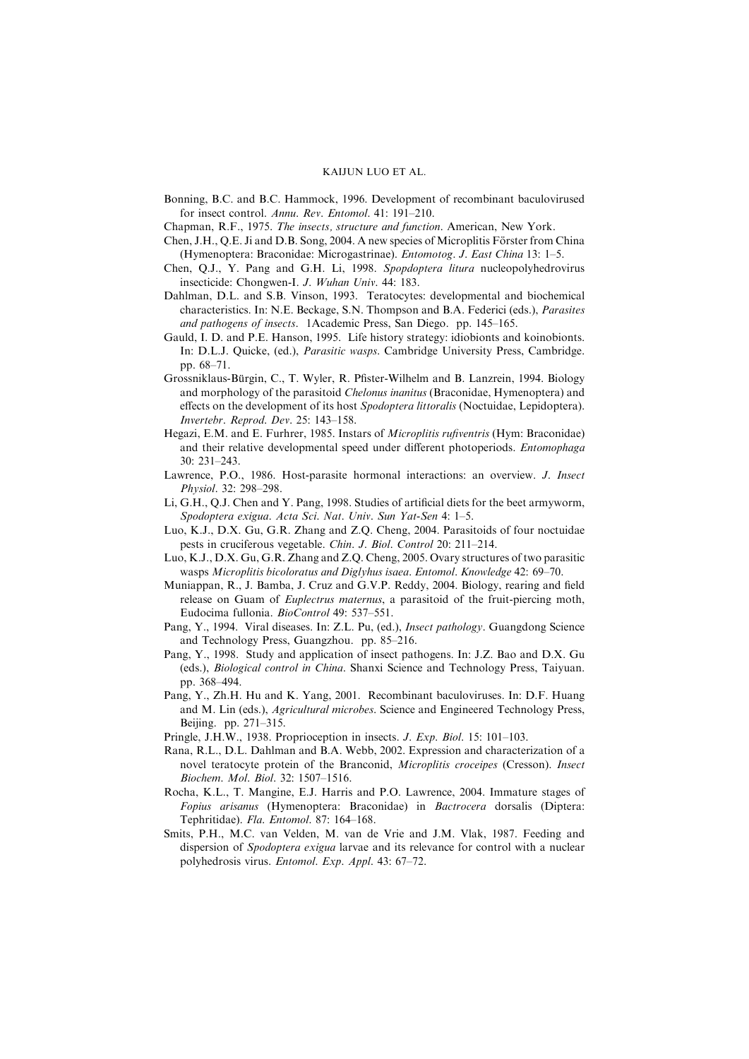Bonning, B.C. and B.C. Hammock, 1996. Development of recombinant baculovirused for insect control. *Annu. Rev. Entomol.* 41: 191–210.

Chapman, R.F., 1975. *The insects, structure and function*. American, New York.

Chen, J.H., Q.E. Ji and D.B. Song, 2004. A new species of Microplitis Förster from China (Hymenoptera: Braconidae: Microgastrinae). *Entomotog. J. East China* 13: 1–5.

Chen, Q.J., Y. Pang and G.H. Li, 1998. *Spopdoptera litura* nucleopolyhedrovirus insecticide: Chongwen-I. *J. Wuhan Univ.* 44: 183.

Dahlman, D.L. and S.B. Vinson, 1993. Teratocytes: developmental and biochemical characteristics. In: N.E. Beckage, S.N. Thompson and B.A. Federici (eds.), *Parasites and pathogens of insects*. 1Academic Press, San Diego. pp. 145–165.

Gauld, I. D. and P.E. Hanson, 1995. Life history strategy: idiobionts and koinobionts. In: D.L.J. Quicke, (ed.), *Parasitic wasps*. Cambridge University Press, Cambridge. pp. 68–71.

Grossniklaus-Bürgin, C., T. Wyler, R. Pfister-Wilhelm and B. Lanzrein, 1994. Biology and morphology of the parasitoid *Chelonus inanitus* (Braconidae, Hymenoptera) and effects on the development of its host *Spodoptera littoralis* (Noctuidae, Lepidoptera). *Invertebr. Reprod. Dev.* 25: 143–158.

Hegazi, E.M. and E. Furhrer, 1985. Instars of *Microplitis rufiventris* (Hym: Braconidae) and their relative developmental speed under different photoperiods. *Entomophaga* 30: 231–243.

Lawrence, P.O., 1986. Host-parasite hormonal interactions: an overview. *J. Insect Physiol.* 32: 298–298.

Li, G.H., Q.J. Chen and Y. Pang, 1998. Studies of artificial diets for the beet armyworm, *Spodoptera exigua*. *Acta Sci. Nat. Univ. Sun Yat-Sen* 4: 1–5.

Luo, K.J., D.X. Gu, G.R. Zhang and Z.Q. Cheng, 2004. Parasitoids of four noctuidae pests in cruciferous vegetable. *Chin. J. Biol. Control* 20: 211–214.

Luo, K.J., D.X. Gu, G.R. Zhang and Z.Q. Cheng, 2005. Ovary structures of two parasitic wasps *Microplitis bicoloratus and Diglyhus isaea*. *Entomol. Knowledge* 42: 69–70.

Muniappan, R., J. Bamba, J. Cruz and G.V.P. Reddy, 2004. Biology, rearing and field release on Guam of *Euplectrus maternus*, a parasitoid of the fruit-piercing moth, Eudocima fullonia. *BioControl* 49: 537–551.

Pang, Y., 1994. Viral diseases. In: Z.L. Pu, (ed.), *Insect pathology*. Guangdong Science and Technology Press, Guangzhou. pp. 85–216.

Pang, Y., 1998. Study and application of insect pathogens. In: J.Z. Bao and D.X. Gu (eds.), *Biological control in China*. Shanxi Science and Technology Press, Taiyuan. pp. 368–494.

Pang, Y., Zh.H. Hu and K. Yang, 2001. Recombinant baculoviruses. In: D.F. Huang and M. Lin (eds.), *Agricultural microbes*. Science and Engineered Technology Press, Beijing. pp. 271–315.

Pringle, J.H.W., 1938. Proprioception in insects. *J. Exp. Biol.* 15: 101–103.

Rana, R.L., D.L. Dahlman and B.A. Webb, 2002. Expression and characterization of a novel teratocyte protein of the Branconid, *Microplitis croceipes* (Cresson). *Insect Biochem. Mol. Biol.* 32: 1507–1516.

Rocha, K.L., T. Mangine, E.J. Harris and P.O. Lawrence, 2004. Immature stages of *Fopius arisanus* (Hymenoptera: Braconidae) in *Bactrocera* dorsalis (Diptera: Tephritidae). *Fla. Entomol.* 87: 164–168.

Smits, P.H., M.C. van Velden, M. van de Vrie and J.M. Vlak, 1987. Feeding and dispersion of *Spodoptera exigua* larvae and its relevance for control with a nuclear polyhedrosis virus. *Entomol. Exp. Appl.* 43: 67–72.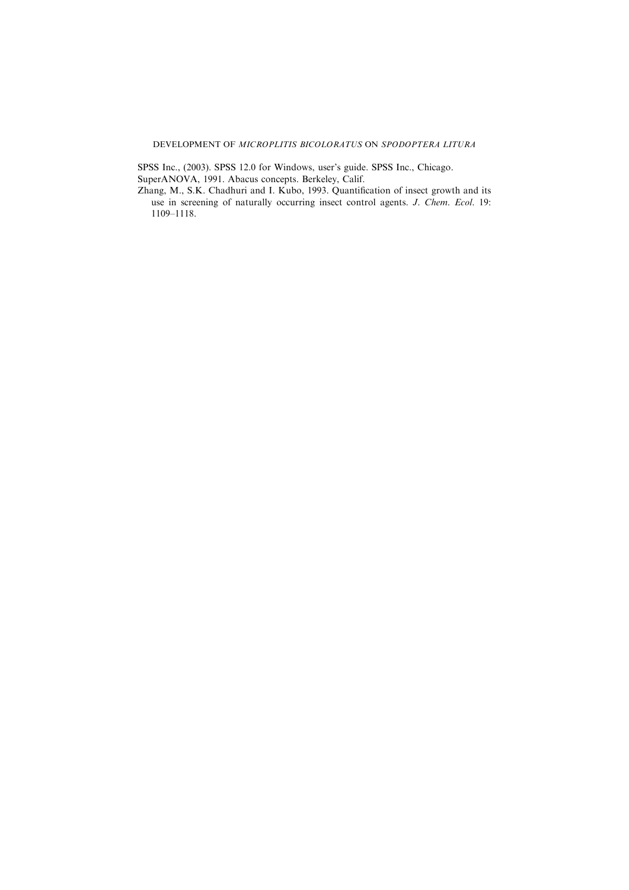SPSS Inc., (2003). SPSS 12.0 for Windows, user's guide. SPSS Inc., Chicago.

SuperANOVA, 1991. Abacus concepts. Berkeley, Calif.

Zhang, M., S.K. Chadhuri and I. Kubo, 1993. Quantification of insect growth and its use in screening of naturally occurring insect control agents. *J. Chem. Ecol.* 19: 1109–1118.